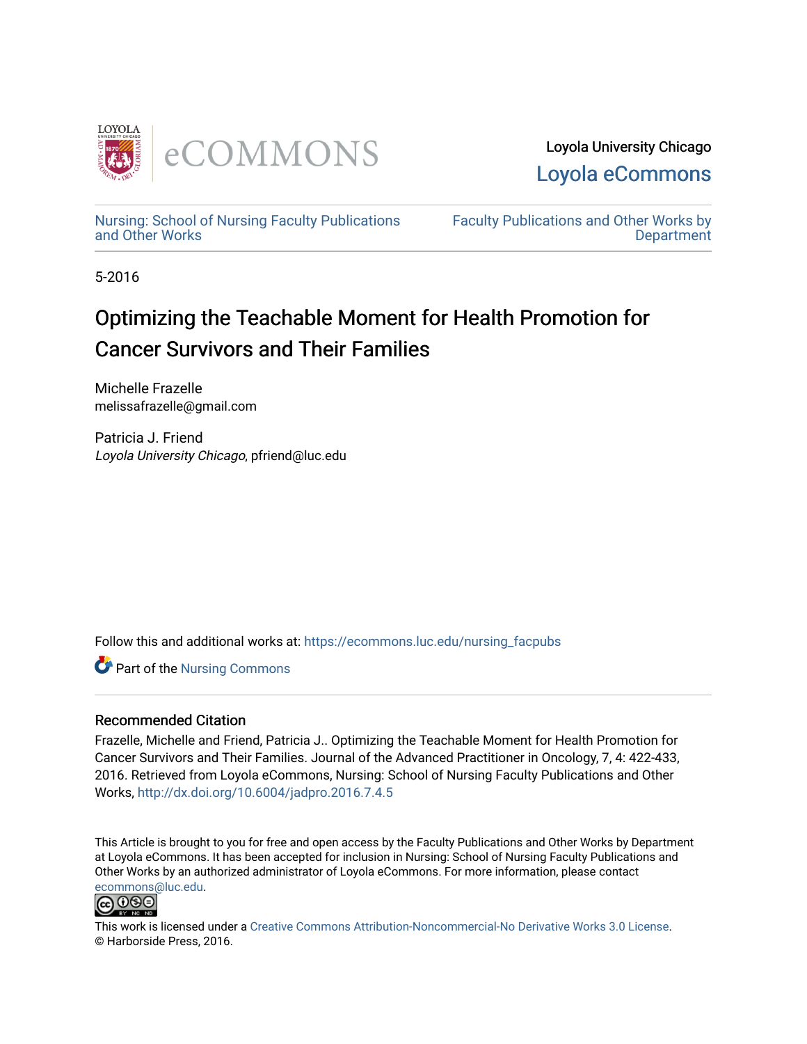Loyola University Chicago

Loyola eCommons

Nursing: School of Nursing Faculty Publications and Other Works

Faculty Publications and Other Works by Department

5-2016

# Optimizing the Teachable Moment for Health Promotion for Cancer Survivors and Their Families

Michelle Frazelle
melissafrazelle@gmail.com

Patricia J. Friend
*Loyola University Chicago*, pfriend@luc.edu

Follow this and additional works at: https://ecommons.luc.edu/nursing_facpubs

Part of the Nursing Commons

## Recommended Citation

Frazelle, Michelle and Friend, Patricia J.. Optimizing the Teachable Moment for Health Promotion for Cancer Survivors and Their Families. Journal of the Advanced Practitioner in Oncology, 7, 4: 422-433, 2016. Retrieved from Loyola eCommons, Nursing: School of Nursing Faculty Publications and Other Works, http://dx.doi.org/10.6004/jadpro.2016.7.4.5

This Article is brought to you for free and open access by the Faculty Publications and Other Works by Department at Loyola eCommons. It has been accepted for inclusion in Nursing: School of Nursing Faculty Publications and Other Works by an authorized administrator of Loyola eCommons. For more information, please contact ecommons@luc.edu.

This work is licensed under a Creative Commons Attribution-Noncommercial-No Derivative Works 3.0 License.
© Harborside Press, 2016.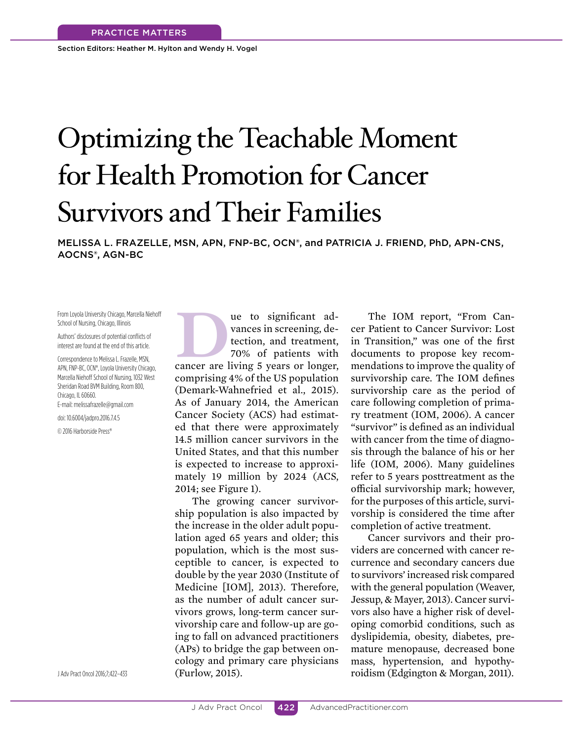PRACTICE MATTERS

Section Editors: Heather M. Hylton and Wendy H. Vogel

# Optimizing the Teachable Moment for Health Promotion for Cancer Survivors and Their Families

MELISSA L. FRAZELLE, MSN, APN, FNP-BC, OCN®, and PATRICIA J. FRIEND, PhD, APN-CNS, AOCNS®, AGN-BC

From Loyola University Chicago, Marcella Niehoff School of Nursing, Chicago, Illinois

Authors' disclosures of potential conflicts of interest are found at the end of this article.

Correspondence to Melissa L. Frazelle, MSN, APN, FNP-BC, OCN®, Loyola University Chicago, Marcella Niehoff School of Nursing, 1032 West Sheridan Road BVM Building, Room 800, Chicago, IL 60660.
E-mail: melissafrazelle@gmail.com

doi: 10.6004/jadpro.2016.7.4.5

© 2016 Harborside Press®

Due to significant advances in screening, detection, and treatment, 70% of patients with cancer are living 5 years or longer, comprising 4% of the US population (Demark-Wahnefried et al., 2015). As of January 2014, the American Cancer Society (ACS) had estimated that there were approximately 14.5 million cancer survivors in the United States, and that this number is expected to increase to approximately 19 million by 2024 (ACS, 2014; see Figure 1).

The growing cancer survivorship population is also impacted by the increase in the older adult population aged 65 years and older; this population, which is the most susceptible to cancer, is expected to double by the year 2030 (Institute of Medicine [IOM], 2013). Therefore, as the number of adult cancer survivors grows, long-term cancer survivorship care and follow-up are going to fall on advanced practitioners (APs) to bridge the gap between oncology and primary care physicians (Furlow, 2015).

The IOM report, "From Cancer Patient to Cancer Survivor: Lost in Transition," was one of the first documents to propose key recommendations to improve the quality of survivorship care. The IOM defines survivorship care as the period of care following completion of primary treatment (IOM, 2006). A cancer "survivor" is defined as an individual with cancer from the time of diagnosis through the balance of his or her life (IOM, 2006). Many guidelines refer to 5 years posttreatment as the official survivorship mark; however, for the purposes of this article, survivorship is considered the time after completion of active treatment.

Cancer survivors and their providers are concerned with cancer recurrence and secondary cancers due to survivors' increased risk compared with the general population (Weaver, Jessup, & Mayer, 2013). Cancer survivors also have a higher risk of developing comorbid conditions, such as dyslipidemia, obesity, diabetes, premature menopause, decreased bone mass, hypertension, and hypothyroidism (Edgington & Morgan, 2011).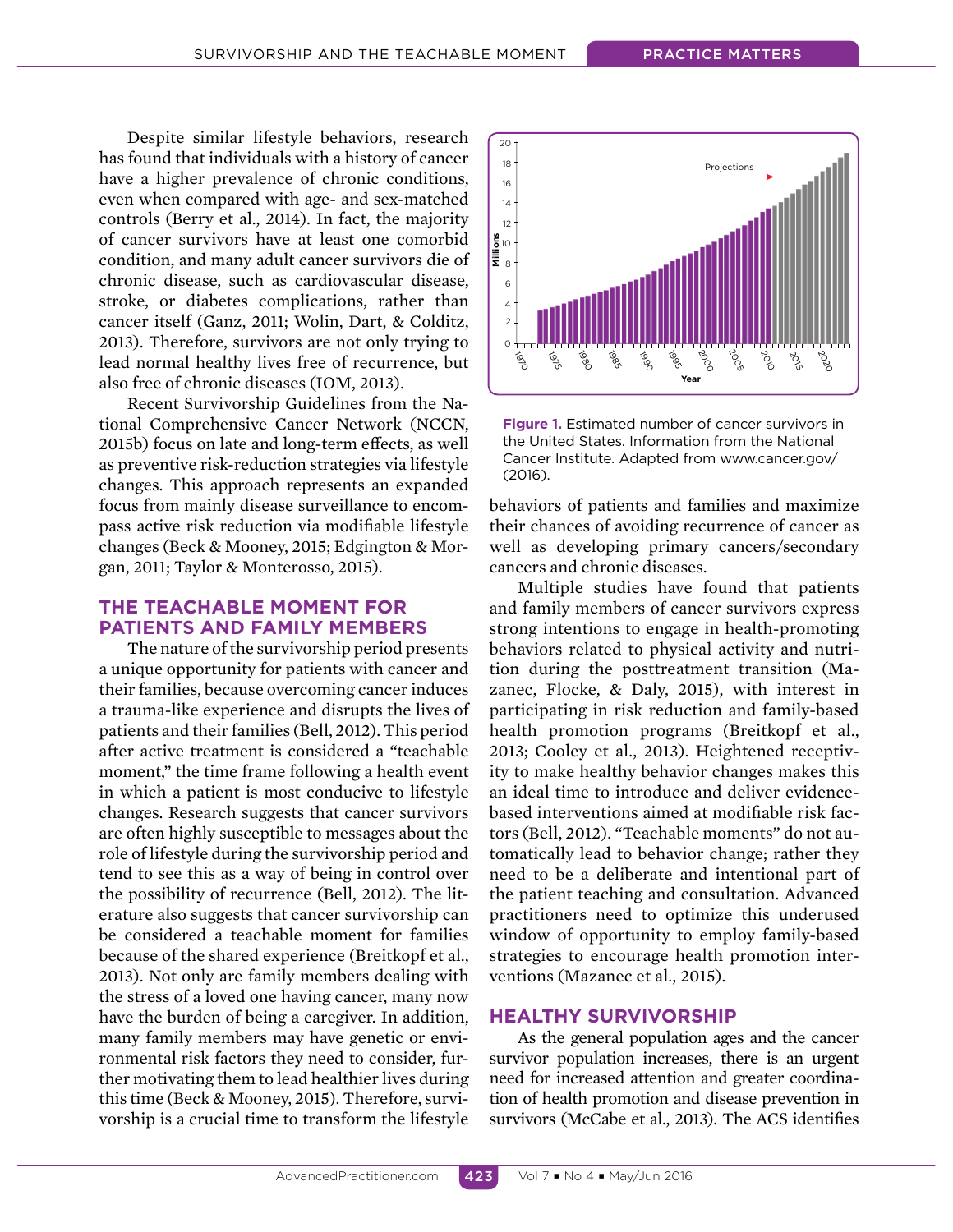Despite similar lifestyle behaviors, research has found that individuals with a history of cancer have a higher prevalence of chronic conditions, even when compared with age- and sex-matched controls (Berry et al., 2014). In fact, the majority of cancer survivors have at least one comorbid condition, and many adult cancer survivors die of chronic disease, such as cardiovascular disease, stroke, or diabetes complications, rather than cancer itself (Ganz, 2011; Wolin, Dart, & Colditz, 2013). Therefore, survivors are not only trying to lead normal healthy lives free of recurrence, but also free of chronic diseases (IOM, 2013).

Recent Survivorship Guidelines from the National Comprehensive Cancer Network (NCCN, 2015b) focus on late and long-term effects, as well as preventive risk-reduction strategies via lifestyle changes. This approach represents an expanded focus from mainly disease surveillance to encompass active risk reduction via modifiable lifestyle changes (Beck & Mooney, 2015; Edgington & Morgan, 2011; Taylor & Monterosso, 2015).

## THE TEACHABLE MOMENT FOR PATIENTS AND FAMILY MEMBERS

The nature of the survivorship period presents a unique opportunity for patients with cancer and their families, because overcoming cancer induces a trauma-like experience and disrupts the lives of patients and their families (Bell, 2012). This period after active treatment is considered a "teachable moment," the time frame following a health event in which a patient is most conducive to lifestyle changes. Research suggests that cancer survivors are often highly susceptible to messages about the role of lifestyle during the survivorship period and tend to see this as a way of being in control over the possibility of recurrence (Bell, 2012). The literature also suggests that cancer survivorship can be considered a teachable moment for families because of the shared experience (Breitkopf et al., 2013). Not only are family members dealing with the stress of a loved one having cancer, many now have the burden of being a caregiver. In addition, many family members may have genetic or environmental risk factors they need to consider, further motivating them to lead healthier lives during this time (Beck & Mooney, 2015). Therefore, survivorship is a crucial time to transform the lifestyle behaviors of patients and families and maximize their chances of avoiding recurrence of cancer as well as developing primary cancers/secondary cancers and chronic diseases.

**Figure 1.** Estimated number of cancer survivors in the United States. Information from the National Cancer Institute. Adapted from www.cancer.gov/ (2016).

Multiple studies have found that patients and family members of cancer survivors express strong intentions to engage in health-promoting behaviors related to physical activity and nutrition during the posttreatment transition (Mazanec, Flocke, & Daly, 2015), with interest in participating in risk reduction and family-based health promotion programs (Breitkopf et al., 2013; Cooley et al., 2013). Heightened receptivity to make healthy behavior changes makes this an ideal time to introduce and deliver evidence-based interventions aimed at modifiable risk factors (Bell, 2012). "Teachable moments" do not automatically lead to behavior change; rather they need to be a deliberate and intentional part of the patient teaching and consultation. Advanced practitioners need to optimize this underused window of opportunity to employ family-based strategies to encourage health promotion interventions (Mazanec et al., 2015).

## HEALTHY SURVIVORSHIP

As the general population ages and the cancer survivor population increases, there is an urgent need for increased attention and greater coordination of health promotion and disease prevention in survivors (McCabe et al., 2013). The ACS identifies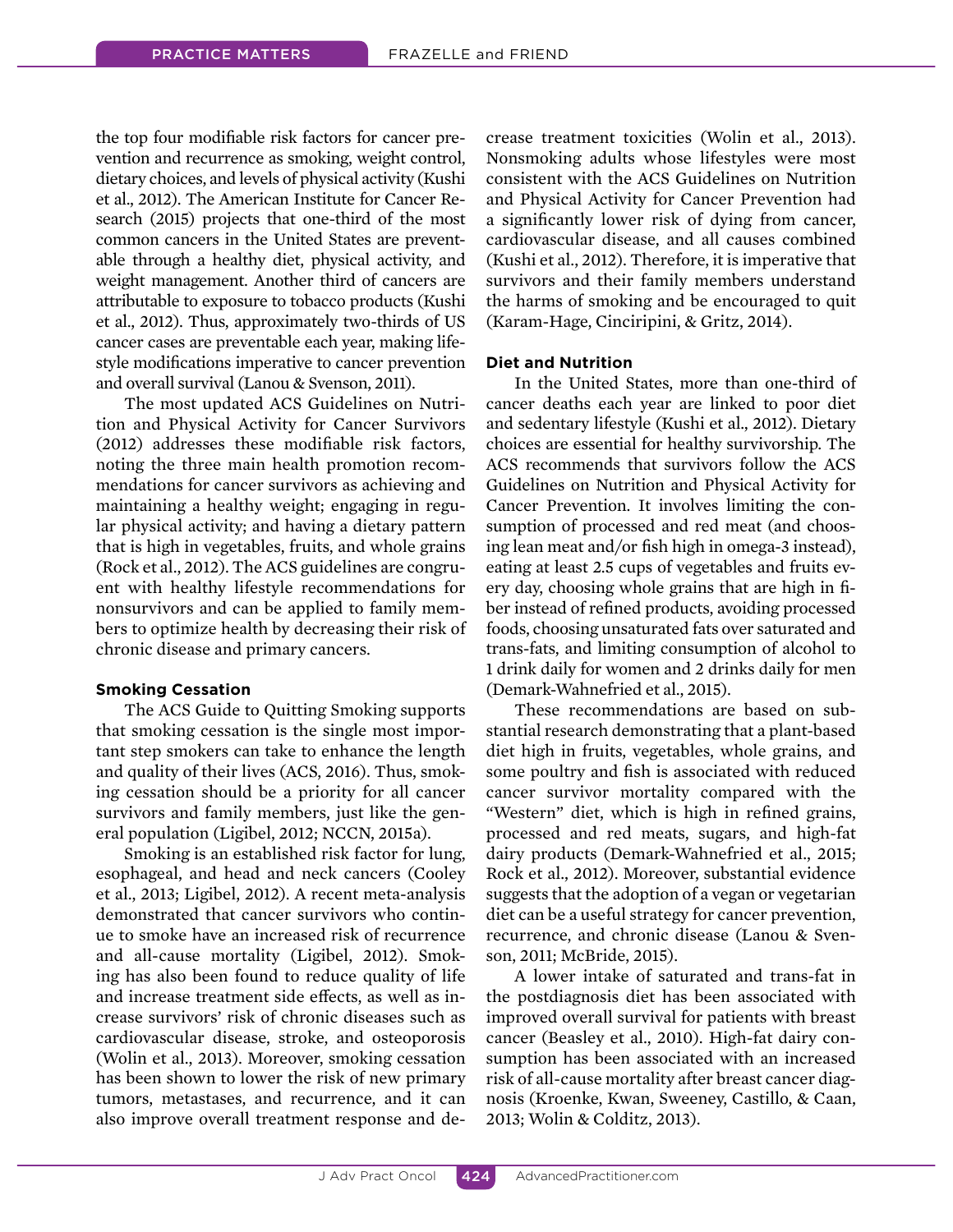the top four modifiable risk factors for cancer prevention and recurrence as smoking, weight control, dietary choices, and levels of physical activity (Kushi et al., 2012). The American Institute for Cancer Research (2015) projects that one-third of the most common cancers in the United States are preventable through a healthy diet, physical activity, and weight management. Another third of cancers are attributable to exposure to tobacco products (Kushi et al., 2012). Thus, approximately two-thirds of US cancer cases are preventable each year, making lifestyle modifications imperative to cancer prevention and overall survival (Lanou & Svenson, 2011).

The most updated ACS Guidelines on Nutrition and Physical Activity for Cancer Survivors (2012) addresses these modifiable risk factors, noting the three main health promotion recommendations for cancer survivors as achieving and maintaining a healthy weight; engaging in regular physical activity; and having a dietary pattern that is high in vegetables, fruits, and whole grains (Rock et al., 2012). The ACS guidelines are congruent with healthy lifestyle recommendations for nonsurvivors and can be applied to family members to optimize health by decreasing their risk of chronic disease and primary cancers.

### Smoking Cessation

The ACS Guide to Quitting Smoking supports that smoking cessation is the single most important step smokers can take to enhance the length and quality of their lives (ACS, 2016). Thus, smoking cessation should be a priority for all cancer survivors and family members, just like the general population (Ligibel, 2012; NCCN, 2015a).

Smoking is an established risk factor for lung, esophageal, and head and neck cancers (Cooley et al., 2013; Ligibel, 2012). A recent meta-analysis demonstrated that cancer survivors who continue to smoke have an increased risk of recurrence and all-cause mortality (Ligibel, 2012). Smoking has also been found to reduce quality of life and increase treatment side effects, as well as increase survivors' risk of chronic diseases such as cardiovascular disease, stroke, and osteoporosis (Wolin et al., 2013). Moreover, smoking cessation has been shown to lower the risk of new primary tumors, metastases, and recurrence, and it can also improve overall treatment response and decrease treatment toxicities (Wolin et al., 2013). Nonsmoking adults whose lifestyles were most consistent with the ACS Guidelines on Nutrition and Physical Activity for Cancer Prevention had a significantly lower risk of dying from cancer, cardiovascular disease, and all causes combined (Kushi et al., 2012). Therefore, it is imperative that survivors and their family members understand the harms of smoking and be encouraged to quit (Karam-Hage, Cinciripini, & Gritz, 2014).

### Diet and Nutrition

In the United States, more than one-third of cancer deaths each year are linked to poor diet and sedentary lifestyle (Kushi et al., 2012). Dietary choices are essential for healthy survivorship. The ACS recommends that survivors follow the ACS Guidelines on Nutrition and Physical Activity for Cancer Prevention. It involves limiting the consumption of processed and red meat (and choosing lean meat and/or fish high in omega-3 instead), eating at least 2.5 cups of vegetables and fruits every day, choosing whole grains that are high in fiber instead of refined products, avoiding processed foods, choosing unsaturated fats over saturated and trans-fats, and limiting consumption of alcohol to 1 drink daily for women and 2 drinks daily for men (Demark-Wahnefried et al., 2015).

These recommendations are based on substantial research demonstrating that a plant-based diet high in fruits, vegetables, whole grains, and some poultry and fish is associated with reduced cancer survivor mortality compared with the "Western" diet, which is high in refined grains, processed and red meats, sugars, and high-fat dairy products (Demark-Wahnefried et al., 2015; Rock et al., 2012). Moreover, substantial evidence suggests that the adoption of a vegan or vegetarian diet can be a useful strategy for cancer prevention, recurrence, and chronic disease (Lanou & Svenson, 2011; McBride, 2015).

A lower intake of saturated and trans-fat in the postdiagnosis diet has been associated with improved overall survival for patients with breast cancer (Beasley et al., 2010). High-fat dairy consumption has been associated with an increased risk of all-cause mortality after breast cancer diagnosis (Kroenke, Kwan, Sweeney, Castillo, & Caan, 2013; Wolin & Colditz, 2013).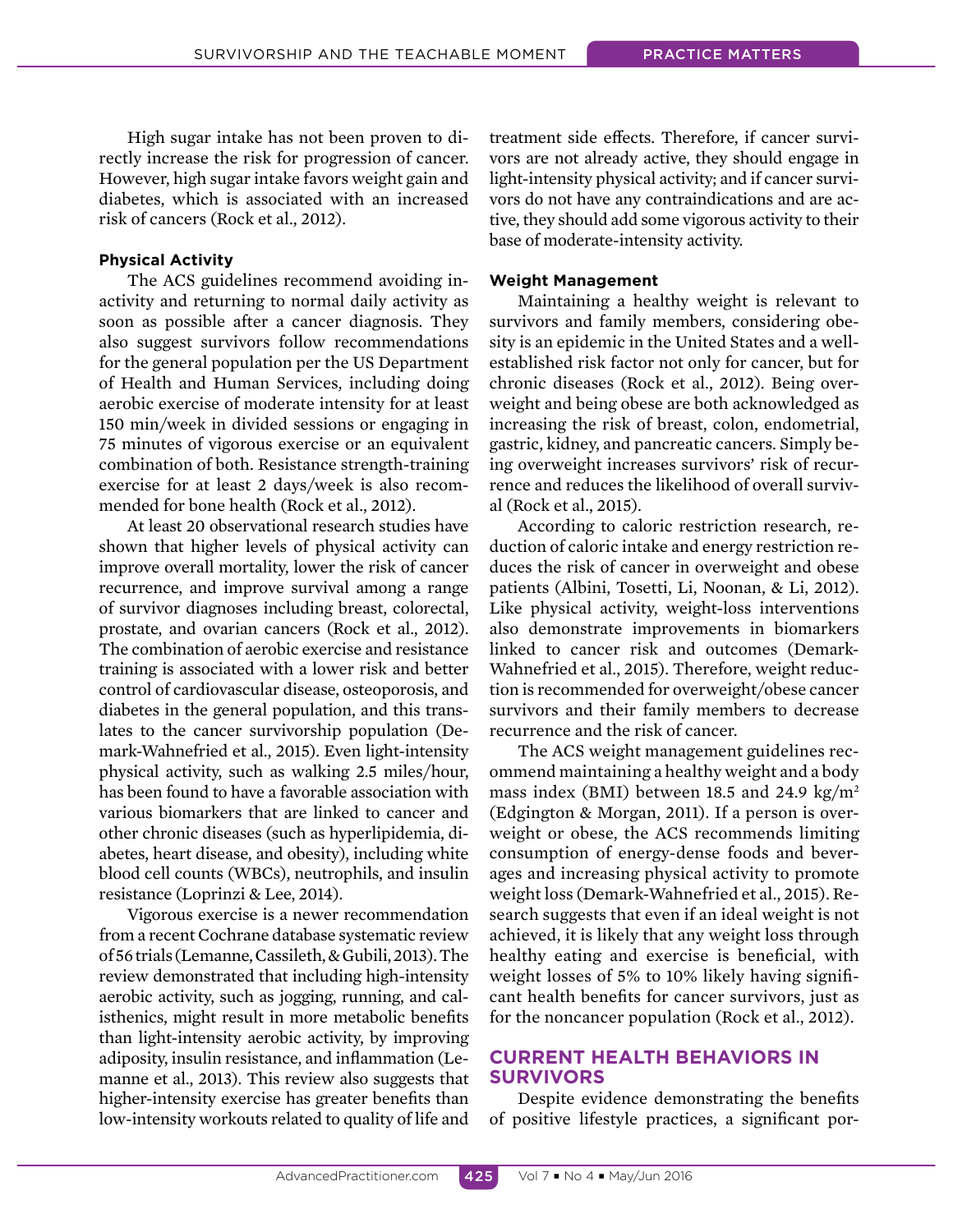High sugar intake has not been proven to directly increase the risk for progression of cancer. However, high sugar intake favors weight gain and diabetes, which is associated with an increased risk of cancers (Rock et al., 2012).

**Physical Activity**

The ACS guidelines recommend avoiding inactivity and returning to normal daily activity as soon as possible after a cancer diagnosis. They also suggest survivors follow recommendations for the general population per the US Department of Health and Human Services, including doing aerobic exercise of moderate intensity for at least 150 min/week in divided sessions or engaging in 75 minutes of vigorous exercise or an equivalent combination of both. Resistance strength-training exercise for at least 2 days/week is also recommended for bone health (Rock et al., 2012).

At least 20 observational research studies have shown that higher levels of physical activity can improve overall mortality, lower the risk of cancer recurrence, and improve survival among a range of survivor diagnoses including breast, colorectal, prostate, and ovarian cancers (Rock et al., 2012). The combination of aerobic exercise and resistance training is associated with a lower risk and better control of cardiovascular disease, osteoporosis, and diabetes in the general population, and this translates to the cancer survivorship population (Demark-Wahnefried et al., 2015). Even light-intensity physical activity, such as walking 2.5 miles/hour, has been found to have a favorable association with various biomarkers that are linked to cancer and other chronic diseases (such as hyperlipidemia, diabetes, heart disease, and obesity), including white blood cell counts (WBCs), neutrophils, and insulin resistance (Loprinzi & Lee, 2014).

Vigorous exercise is a newer recommendation from a recent Cochrane database systematic review of 56 trials (Lemanne, Cassileth, & Gubili, 2013). The review demonstrated that including high-intensity aerobic activity, such as jogging, running, and calisthenics, might result in more metabolic benefits than light-intensity aerobic activity, by improving adiposity, insulin resistance, and inflammation (Lemanne et al., 2013). This review also suggests that higher-intensity exercise has greater benefits than low-intensity workouts related to quality of life and treatment side effects. Therefore, if cancer survivors are not already active, they should engage in light-intensity physical activity; and if cancer survivors do not have any contraindications and are active, they should add some vigorous activity to their base of moderate-intensity activity.

**Weight Management**

Maintaining a healthy weight is relevant to survivors and family members, considering obesity is an epidemic in the United States and a well-established risk factor not only for cancer, but for chronic diseases (Rock et al., 2012). Being overweight and being obese are both acknowledged as increasing the risk of breast, colon, endometrial, gastric, kidney, and pancreatic cancers. Simply being overweight increases survivors' risk of recurrence and reduces the likelihood of overall survival (Rock et al., 2015).

According to caloric restriction research, reduction of caloric intake and energy restriction reduces the risk of cancer in overweight and obese patients (Albini, Tosetti, Li, Noonan, & Li, 2012). Like physical activity, weight-loss interventions also demonstrate improvements in biomarkers linked to cancer risk and outcomes (Demark-Wahnefried et al., 2015). Therefore, weight reduction is recommended for overweight/obese cancer survivors and their family members to decrease recurrence and the risk of cancer.

The ACS weight management guidelines recommend maintaining a healthy weight and a body mass index (BMI) between 18.5 and 24.9 kg/m$^2$ (Edgington & Morgan, 2011). If a person is overweight or obese, the ACS recommends limiting consumption of energy-dense foods and beverages and increasing physical activity to promote weight loss (Demark-Wahnefried et al., 2015). Research suggests that even if an ideal weight is not achieved, it is likely that any weight loss through healthy eating and exercise is beneficial, with weight losses of 5% to 10% likely having significant health benefits for cancer survivors, just as for the noncancer population (Rock et al., 2012).

## CURRENT HEALTH BEHAVIORS IN SURVIVORS

Despite evidence demonstrating the benefits of positive lifestyle practices, a significant por-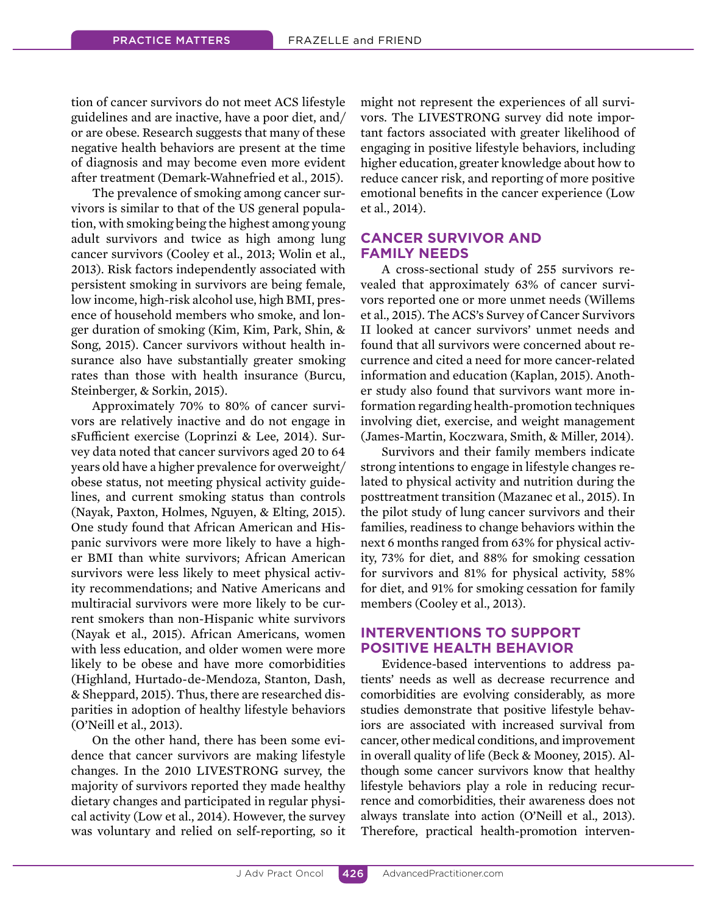tion of cancer survivors do not meet ACS lifestyle guidelines and are inactive, have a poor diet, and/or are obese. Research suggests that many of these negative health behaviors are present at the time of diagnosis and may become even more evident after treatment (Demark-Wahnefried et al., 2015).

The prevalence of smoking among cancer survivors is similar to that of the US general population, with smoking being the highest among young adult survivors and twice as high among lung cancer survivors (Cooley et al., 2013; Wolin et al., 2013). Risk factors independently associated with persistent smoking in survivors are being female, low income, high-risk alcohol use, high BMI, presence of household members who smoke, and longer duration of smoking (Kim, Kim, Park, Shin, & Song, 2015). Cancer survivors without health insurance also have substantially greater smoking rates than those with health insurance (Burcu, Steinberger, & Sorkin, 2015).

Approximately 70% to 80% of cancer survivors are relatively inactive and do not engage in sFufficient exercise (Loprinzi & Lee, 2014). Survey data noted that cancer survivors aged 20 to 64 years old have a higher prevalence for overweight/obese status, not meeting physical activity guidelines, and current smoking status than controls (Nayak, Paxton, Holmes, Nguyen, & Elting, 2015). One study found that African American and Hispanic survivors were more likely to have a higher BMI than white survivors; African American survivors were less likely to meet physical activity recommendations; and Native Americans and multiracial survivors were more likely to be current smokers than non-Hispanic white survivors (Nayak et al., 2015). African Americans, women with less education, and older women were more likely to be obese and have more comorbidities (Highland, Hurtado-de-Mendoza, Stanton, Dash, & Sheppard, 2015). Thus, there are researched disparities in adoption of healthy lifestyle behaviors (O'Neill et al., 2013).

On the other hand, there has been some evidence that cancer survivors are making lifestyle changes. In the 2010 LIVESTRONG survey, the majority of survivors reported they made healthy dietary changes and participated in regular physical activity (Low et al., 2014). However, the survey was voluntary and relied on self-reporting, so it might not represent the experiences of all survivors. The LIVESTRONG survey did note important factors associated with greater likelihood of engaging in positive lifestyle behaviors, including higher education, greater knowledge about how to reduce cancer risk, and reporting of more positive emotional benefits in the cancer experience (Low et al., 2014).

## CANCER SURVIVOR AND FAMILY NEEDS

A cross-sectional study of 255 survivors revealed that approximately 63% of cancer survivors reported one or more unmet needs (Willems et al., 2015). The ACS's Survey of Cancer Survivors II looked at cancer survivors' unmet needs and found that all survivors were concerned about recurrence and cited a need for more cancer-related information and education (Kaplan, 2015). Another study also found that survivors want more information regarding health-promotion techniques involving diet, exercise, and weight management (James-Martin, Koczwara, Smith, & Miller, 2014).

Survivors and their family members indicate strong intentions to engage in lifestyle changes related to physical activity and nutrition during the posttreatment transition (Mazanec et al., 2015). In the pilot study of lung cancer survivors and their families, readiness to change behaviors within the next 6 months ranged from 63% for physical activity, 73% for diet, and 88% for smoking cessation for survivors and 81% for physical activity, 58% for diet, and 91% for smoking cessation for family members (Cooley et al., 2013).

## INTERVENTIONS TO SUPPORT POSITIVE HEALTH BEHAVIOR

Evidence-based interventions to address patients' needs as well as decrease recurrence and comorbidities are evolving considerably, as more studies demonstrate that positive lifestyle behaviors are associated with increased survival from cancer, other medical conditions, and improvement in overall quality of life (Beck & Mooney, 2015). Although some cancer survivors know that healthy lifestyle behaviors play a role in reducing recurrence and comorbidities, their awareness does not always translate into action (O'Neill et al., 2013). Therefore, practical health-promotion interven-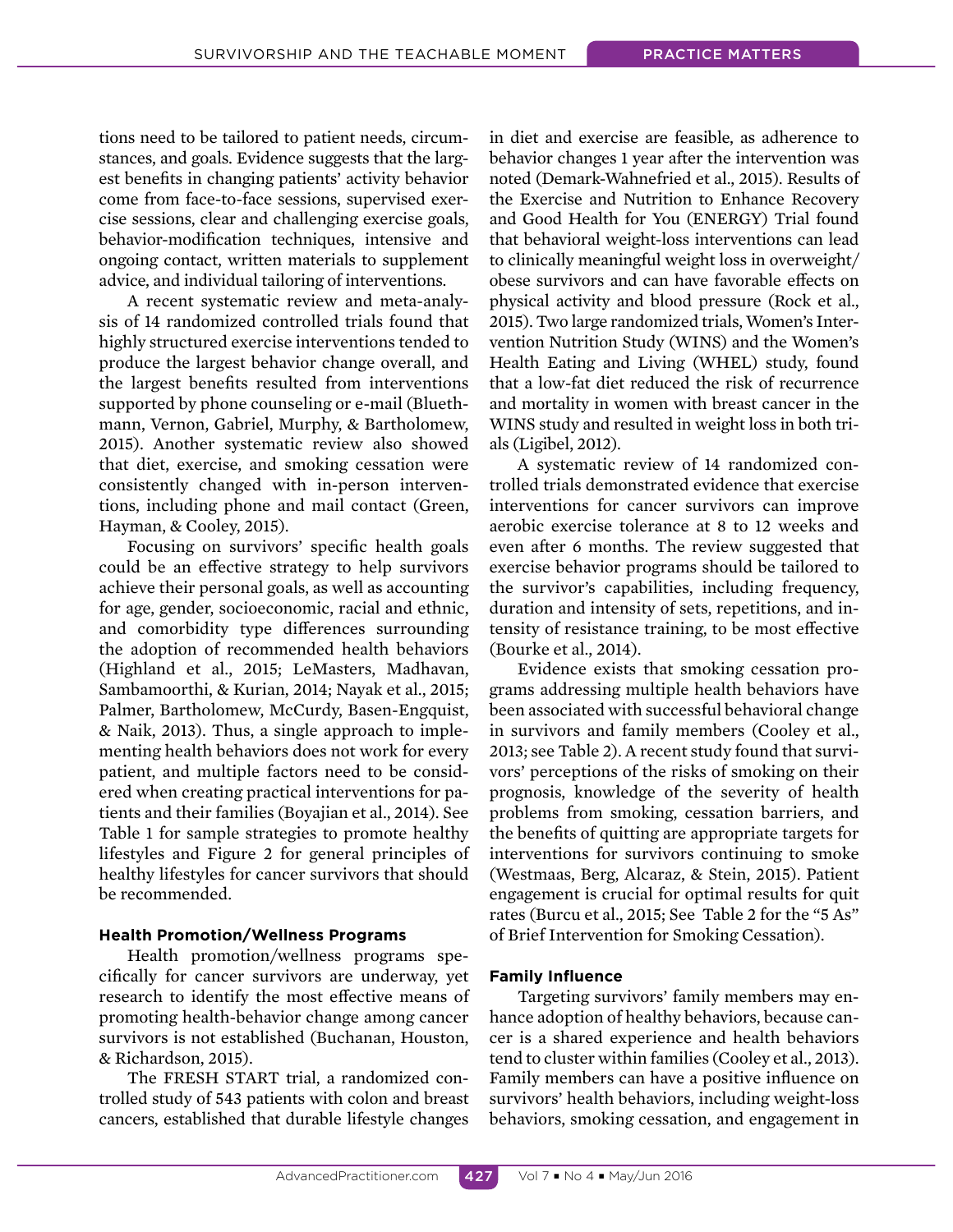tions need to be tailored to patient needs, circumstances, and goals. Evidence suggests that the largest benefits in changing patients' activity behavior come from face-to-face sessions, supervised exercise sessions, clear and challenging exercise goals, behavior-modification techniques, intensive and ongoing contact, written materials to supplement advice, and individual tailoring of interventions.

A recent systematic review and meta-analysis of 14 randomized controlled trials found that highly structured exercise interventions tended to produce the largest behavior change overall, and the largest benefits resulted from interventions supported by phone counseling or e-mail (Bluethmann, Vernon, Gabriel, Murphy, & Bartholomew, 2015). Another systematic review also showed that diet, exercise, and smoking cessation were consistently changed with in-person interventions, including phone and mail contact (Green, Hayman, & Cooley, 2015).

Focusing on survivors' specific health goals could be an effective strategy to help survivors achieve their personal goals, as well as accounting for age, gender, socioeconomic, racial and ethnic, and comorbidity type differences surrounding the adoption of recommended health behaviors (Highland et al., 2015; LeMasters, Madhavan, Sambamoorthi, & Kurian, 2014; Nayak et al., 2015; Palmer, Bartholomew, McCurdy, Basen-Engquist, & Naik, 2013). Thus, a single approach to implementing health behaviors does not work for every patient, and multiple factors need to be considered when creating practical interventions for patients and their families (Boyajian et al., 2014). See Table 1 for sample strategies to promote healthy lifestyles and Figure 2 for general principles of healthy lifestyles for cancer survivors that should be recommended.

### Health Promotion/Wellness Programs

Health promotion/wellness programs specifically for cancer survivors are underway, yet research to identify the most effective means of promoting health-behavior change among cancer survivors is not established (Buchanan, Houston, & Richardson, 2015).

The FRESH START trial, a randomized controlled study of 543 patients with colon and breast cancers, established that durable lifestyle changes in diet and exercise are feasible, as adherence to behavior changes 1 year after the intervention was noted (Demark-Wahnefried et al., 2015). Results of the Exercise and Nutrition to Enhance Recovery and Good Health for You (ENERGY) Trial found that behavioral weight-loss interventions can lead to clinically meaningful weight loss in overweight/obese survivors and can have favorable effects on physical activity and blood pressure (Rock et al., 2015). Two large randomized trials, Women's Intervention Nutrition Study (WINS) and the Women's Health Eating and Living (WHEL) study, found that a low-fat diet reduced the risk of recurrence and mortality in women with breast cancer in the WINS study and resulted in weight loss in both trials (Ligibel, 2012).

A systematic review of 14 randomized controlled trials demonstrated evidence that exercise interventions for cancer survivors can improve aerobic exercise tolerance at 8 to 12 weeks and even after 6 months. The review suggested that exercise behavior programs should be tailored to the survivor's capabilities, including frequency, duration and intensity of sets, repetitions, and intensity of resistance training, to be most effective (Bourke et al., 2014).

Evidence exists that smoking cessation programs addressing multiple health behaviors have been associated with successful behavioral change in survivors and family members (Cooley et al., 2013; see Table 2). A recent study found that survivors' perceptions of the risks of smoking on their prognosis, knowledge of the severity of health problems from smoking, cessation barriers, and the benefits of quitting are appropriate targets for interventions for survivors continuing to smoke (Westmaas, Berg, Alcaraz, & Stein, 2015). Patient engagement is crucial for optimal results for quit rates (Burcu et al., 2015; See Table 2 for the "5 As" of Brief Intervention for Smoking Cessation).

### Family Influence

Targeting survivors' family members may enhance adoption of healthy behaviors, because cancer is a shared experience and health behaviors tend to cluster within families (Cooley et al., 2013). Family members can have a positive influence on survivors' health behaviors, including weight-loss behaviors, smoking cessation, and engagement in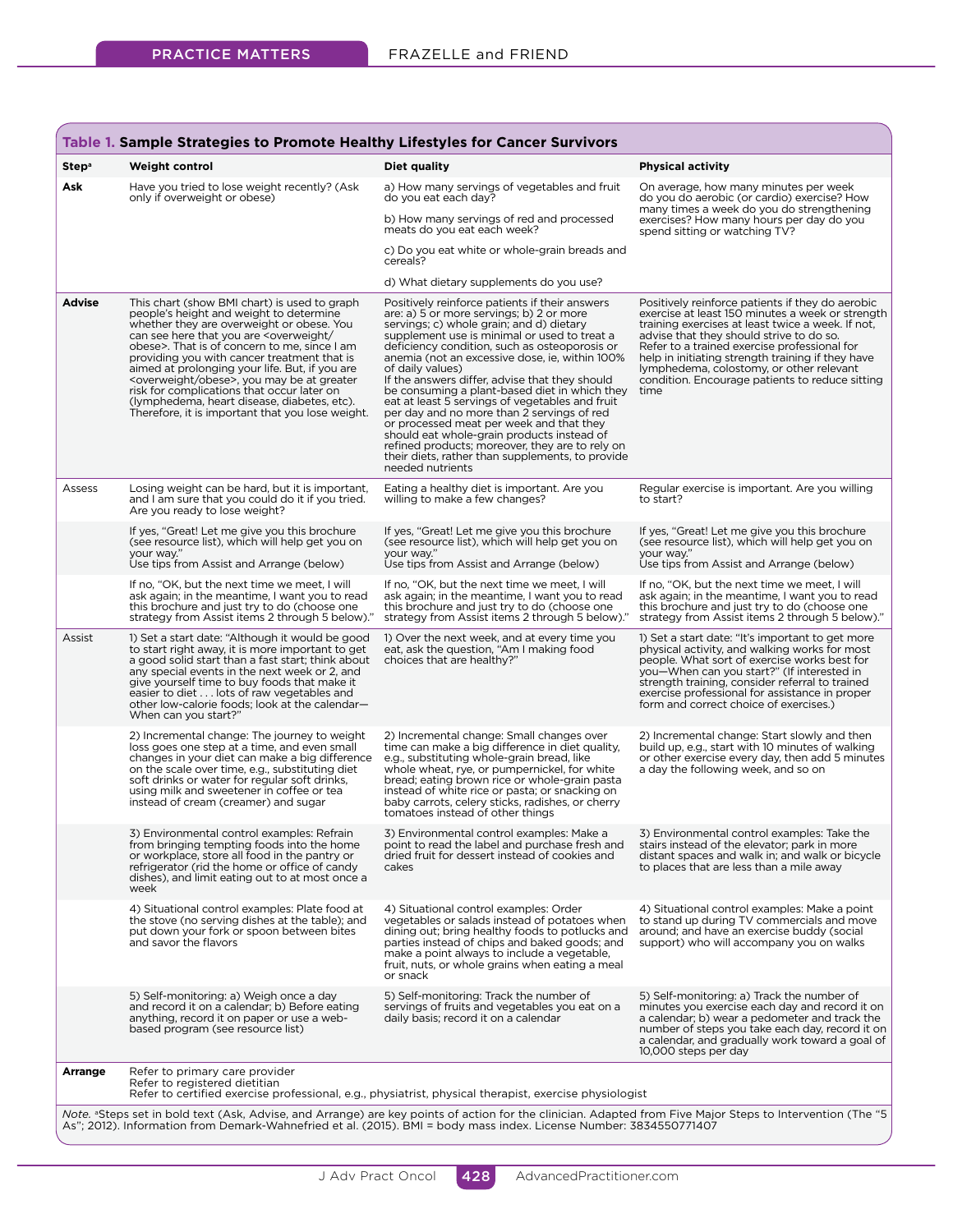**Table 1. Sample Strategies to Promote Healthy Lifestyles for Cancer Survivors**

| Step[a] | Weight control | Diet quality | Physical activity |
|---|---|---|---|
| **Ask** | Have you tried to lose weight recently? (Ask only if overweight or obese) | a) How many servings of vegetables and fruit do you eat each day?<br>b) How many servings of red and processed meats do you eat each week?<br>c) Do you eat white or whole-grain breads and cereals?<br>d) What dietary supplements do you use? | On average, how many minutes per week do you do aerobic (or cardio) exercise? How many times a week do you do strengthening exercises? How many hours per day do you spend sitting or watching TV? |
| **Advise** | This chart (show BMI chart) is used to graph people's height and weight to determine whether they are overweight or obese. You can see here that you are <overweight/obese>. That is of concern to me, since I am providing you with cancer treatment that is aimed at prolonging your life. But, if you are <overweight/obese>, you may be at greater risk for complications that occur later on (lymphedema, heart disease, diabetes, etc). Therefore, it is important that you lose weight. | Positively reinforce patients if their answers are: a) 5 or more servings; b) 2 or more servings; c) whole grain; and d) dietary supplement use is minimal or used to treat a deficiency condition, such as osteoporosis or anemia (not an excessive dose, ie, within 100% of daily values)<br>If the answers differ, advise that they should be consuming a plant-based diet in which they eat at least 5 servings of vegetables and fruit per day and no more than 2 servings of red or processed meat per week and that they should eat whole-grain products instead of refined products; moreover, they are to rely on their diets, rather than supplements, to provide needed nutrients | Positively reinforce patients if they do aerobic exercise at least 150 minutes a week or strength training exercises at least twice a week. If not, advise that they should strive to do so.<br>Refer to a trained exercise professional for help in initiating strength training if they have lymphedema, colostomy, or other relevant condition. Encourage patients to reduce sitting time |
| Assess | Losing weight can be hard, but it is important, and I am sure that you could do it if you tried. Are you ready to lose weight? | Eating a healthy diet is important. Are you willing to make a few changes? | Regular exercise is important. Are you willing to start? |
| | If yes, "Great! Let me give you this brochure (see resource list), which will help get you on your way."<br>Use tips from Assist and Arrange (below) | If yes, "Great! Let me give you this brochure (see resource list), which will help get you on your way."<br>Use tips from Assist and Arrange (below) | If yes, "Great! Let me give you this brochure (see resource list), which will help get you on your way."<br>Use tips from Assist and Arrange (below) |
| | If no, "OK, but the next time we meet, I will ask again; in the meantime, I want you to read this brochure and just try to do (choose one strategy from Assist items 2 through 5 below)." | If no, "OK, but the next time we meet, I will ask again; in the meantime, I want you to read this brochure and just try to do (choose one strategy from Assist items 2 through 5 below)." | If no, "OK, but the next time we meet, I will ask again; in the meantime, I want you to read this brochure and just try to do (choose one strategy from Assist items 2 through 5 below)." |
| Assist | 1) Set a start date: "Although it would be good to start right away, it is more important to get a good solid start than a fast start; think about any special events in the next week or 2, and give yourself time to buy foods that make it easier to diet . . . lots of raw vegetables and other low-calorie foods; look at the calendar—When can you start?" | 1) Over the next week, and at every time you eat, ask the question, "Am I making food choices that are healthy?" | 1) Set a start date: "It's important to get more physical activity, and walking works for most people. What sort of exercise works best for you—When can you start?" (If interested in strength training, consider referral to trained exercise professional for assistance in proper form and correct choice of exercises.) |
| | 2) Incremental change: The journey to weight loss goes one step at a time, and even small changes in your diet can make a big difference on the scale over time, e.g., substituting diet soft drinks or water for regular soft drinks, using milk and sweetener in coffee or tea instead of cream (creamer) and sugar | 2) Incremental change: Small changes over time can make a big difference in diet quality, e.g., substituting whole-grain bread, like whole wheat, rye, or pumpernickel, for white bread; eating brown rice or whole-grain pasta instead of white rice or pasta; or snacking on baby carrots, celery sticks, radishes, or cherry tomatoes instead of other things | 2) Incremental change: Start slowly and then build up, e.g., start with 10 minutes of walking or other exercise every day, then add 5 minutes a day the following week, and so on |
| | 3) Environmental control examples: Refrain from bringing tempting foods into the home or workplace, store all food in the pantry or refrigerator (rid the home or office of candy dishes), and limit eating out to at most once a week | 3) Environmental control examples: Make a point to read the label and purchase fresh and dried fruit for dessert instead of cookies and cakes | 3) Environmental control examples: Take the stairs instead of the elevator; park in more distant spaces and walk in; and walk or bicycle to places that are less than a mile away |
| | 4) Situational control examples: Plate food at the stove (no serving dishes at the table); and put down your fork or spoon between bites and savor the flavors | 4) Situational control examples: Order vegetables or salads instead of potatoes when dining out; bring healthy foods to potlucks and parties instead of chips and baked goods; and make a point always to include a vegetable, fruit, nuts, or whole grains when eating a meal or snack | 4) Situational control examples: Make a point to stand up during TV commercials and move around; and have an exercise buddy (social support) who will accompany you on walks |
| | 5) Self-monitoring: a) Weigh once a day and record it on a calendar; b) Before eating anything, record it on paper or use a web-based program (see resource list) | 5) Self-monitoring: Track the number of servings of fruits and vegetables you eat on a daily basis; record it on a calendar | 5) Self-monitoring: a) Track the number of minutes you exercise each day and record it on a calendar; b) wear a pedometer and track the number of steps you take each day, record it on a calendar, and gradually work toward a goal of 10,000 steps per day |
| **Arrange** | Refer to primary care provider<br>Refer to registered dietitian<br>Refer to certified exercise professional, e.g., physiatrist, physical therapist, exercise physiologist | | |

*Note.* [a]Steps set in bold text (Ask, Advise, and Arrange) are key points of action for the clinician. Adapted from Five Major Steps to Intervention (The "5 As"; 2012). Information from Demark-Wahnefried et al. (2015). BMI = body mass index. License Number: 3834550771407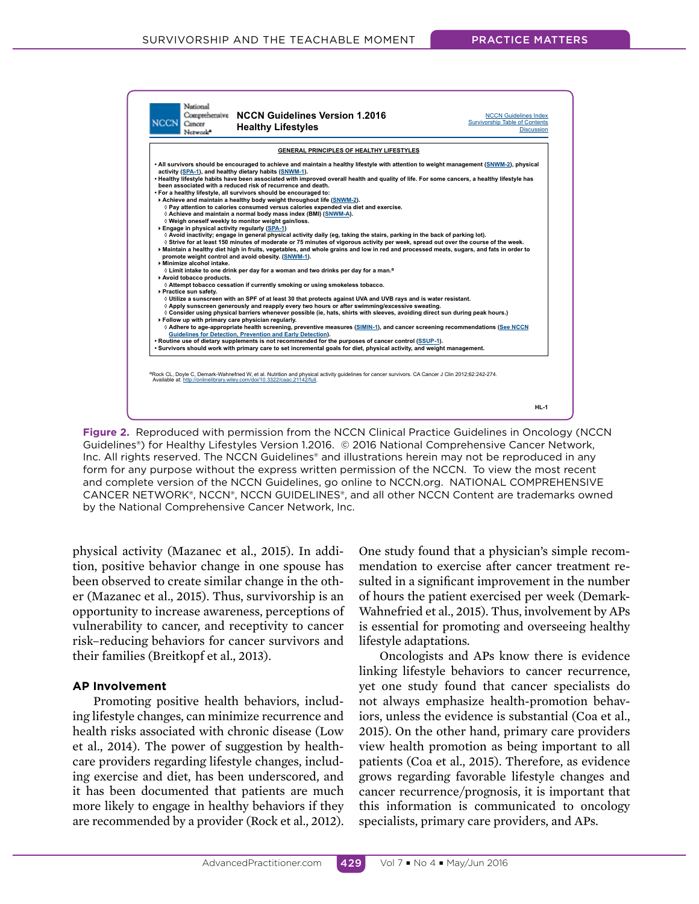**NCCN Guidelines Version 1.2016**
**Healthy Lifestyles**

NCCN Guidelines Index
Survivorship Table of Contents
Discussion

**GENERAL PRINCIPLES OF HEALTHY LIFESTYLES**

- All survivors should be encouraged to achieve and maintain a healthy lifestyle with attention to weight management (SNWM-2), physical activity (SPA-1), and healthy dietary habits (SNWM-1).
- Healthy lifestyle habits have been associated with improved overall health and quality of life. For some cancers, a healthy lifestyle has been associated with a reduced risk of recurrence and death.
- For a healthy lifestyle, all survivors should be encouraged to:
  - Achieve and maintain a healthy body weight throughout life (SNWM-2).
    - ◊ Pay attention to calories consumed versus calories expended via diet and exercise.
    - ◊ Achieve and maintain a normal body mass index (BMI) (SNWM-A).
    - ◊ Weigh oneself weekly to monitor weight gain/loss.
  - Engage in physical activity regularly (SPA-1)
    - ◊ Avoid inactivity; engage in general physical activity daily (eg, taking the stairs, parking in the back of parking lot).
    - ◊ Strive for at least 150 minutes of moderate or 75 minutes of vigorous activity per week, spread out over the course of the week.
  - Maintain a healthy diet high in fruits, vegetables, and whole grains and low in red and processed meats, sugars, and fats in order to promote weight control and avoid obesity. (SNWM-1).
  - Minimize alcohol intake.
    - ◊ Limit intake to one drink per day for a woman and two drinks per day for a man.[a]
  - Avoid tobacco products.
    - ◊ Attempt tobacco cessation if currently smoking or using smokeless tobacco.
  - Practice sun safety.
    - ◊ Utilize a sunscreen with an SPF of at least 30 that protects against UVA and UVB rays and is water resistant.
    - ◊ Apply sunscreen generously and reapply every two hours or after swimming/excessive sweating.
    - ◊ Consider using physical barriers whenever possible (ie, hats, shirts with sleeves, avoiding direct sun during peak hours.)
  - Follow up with primary care physician regularly.
    - ◊ Adhere to age-appropriate health screening, preventive measures (SIMIN-1), and cancer screening recommendations (See NCCN Guidelines for Detection, Prevention and Early Detection).
- Routine use of dietary supplements is not recommended for the purposes of cancer control (SSUP-1).
- Survivors should work with primary care to set incremental goals for diet, physical activity, and weight management.

[a]Rock CL, Doyle C, Demark-Wahnefried W, et al. Nutrition and physical activity guidelines for cancer survivors. CA Cancer J Clin 2012;62:242-274. Available at: http://onlinelibrary.wiley.com/doi/10.3322/caac.21142/full.

HL-1

**Figure 2.** Reproduced with permission from the NCCN Clinical Practice Guidelines in Oncology (NCCN Guidelines®) for Healthy Lifestyles Version 1.2016. © 2016 National Comprehensive Cancer Network, Inc. All rights reserved. The NCCN Guidelines® and illustrations herein may not be reproduced in any form for any purpose without the express written permission of the NCCN. To view the most recent and complete version of the NCCN Guidelines, go online to NCCN.org. NATIONAL COMPREHENSIVE CANCER NETWORK®, NCCN®, NCCN GUIDELINES®, and all other NCCN Content are trademarks owned by the National Comprehensive Cancer Network, Inc.

physical activity (Mazanec et al., 2015). In addition, positive behavior change in one spouse has been observed to create similar change in the other (Mazanec et al., 2015). Thus, survivorship is an opportunity to increase awareness, perceptions of vulnerability to cancer, and receptivity to cancer risk–reducing behaviors for cancer survivors and their families (Breitkopf et al., 2013).

## AP Involvement

Promoting positive health behaviors, including lifestyle changes, can minimize recurrence and health risks associated with chronic disease (Low et al., 2014). The power of suggestion by health-care providers regarding lifestyle changes, including exercise and diet, has been underscored, and it has been documented that patients are much more likely to engage in healthy behaviors if they are recommended by a provider (Rock et al., 2012). One study found that a physician's simple recommendation to exercise after cancer treatment resulted in a significant improvement in the number of hours the patient exercised per week (Demark-Wahnefried et al., 2015). Thus, involvement by APs is essential for promoting and overseeing healthy lifestyle adaptations.

Oncologists and APs know there is evidence linking lifestyle behaviors to cancer recurrence, yet one study found that cancer specialists do not always emphasize health-promotion behaviors, unless the evidence is substantial (Coa et al., 2015). On the other hand, primary care providers view health promotion as being important to all patients (Coa et al., 2015). Therefore, as evidence grows regarding favorable lifestyle changes and cancer recurrence/prognosis, it is important that this information is communicated to oncology specialists, primary care providers, and APs.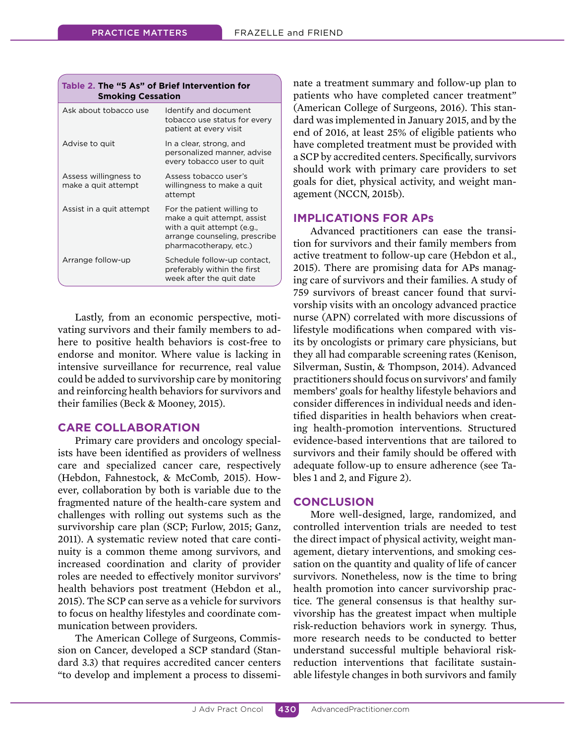**Table 2. The "5 As" of Brief Intervention for Smoking Cessation**

| | |
|---|---|
| Ask about tobacco use | Identify and document tobacco use status for every patient at every visit |
| Advise to quit | In a clear, strong, and personalized manner, advise every tobacco user to quit |
| Assess willingness to make a quit attempt | Assess tobacco user's willingness to make a quit attempt |
| Assist in a quit attempt | For the patient willing to make a quit attempt, assist with a quit attempt (e.g., arrange counseling, prescribe pharmacotherapy, etc.) |
| Arrange follow-up | Schedule follow-up contact, preferably within the first week after the quit date |

Lastly, from an economic perspective, motivating survivors and their family members to adhere to positive health behaviors is cost-free to endorse and monitor. Where value is lacking in intensive surveillance for recurrence, real value could be added to survivorship care by monitoring and reinforcing health behaviors for survivors and their families (Beck & Mooney, 2015).

## CARE COLLABORATION

Primary care providers and oncology specialists have been identified as providers of wellness care and specialized cancer care, respectively (Hebdon, Fahnestock, & McComb, 2015). However, collaboration by both is variable due to the fragmented nature of the health-care system and challenges with rolling out systems such as the survivorship care plan (SCP; Furlow, 2015; Ganz, 2011). A systematic review noted that care continuity is a common theme among survivors, and increased coordination and clarity of provider roles are needed to effectively monitor survivors' health behaviors post treatment (Hebdon et al., 2015). The SCP can serve as a vehicle for survivors to focus on healthy lifestyles and coordinate communication between providers.

The American College of Surgeons, Commission on Cancer, developed a SCP standard (Standard 3.3) that requires accredited cancer centers "to develop and implement a process to disseminate a treatment summary and follow-up plan to patients who have completed cancer treatment" (American College of Surgeons, 2016). This standard was implemented in January 2015, and by the end of 2016, at least 25% of eligible patients who have completed treatment must be provided with a SCP by accredited centers. Specifically, survivors should work with primary care providers to set goals for diet, physical activity, and weight management (NCCN, 2015b).

## IMPLICATIONS FOR APs

Advanced practitioners can ease the transition for survivors and their family members from active treatment to follow-up care (Hebdon et al., 2015). There are promising data for APs managing care of survivors and their families. A study of 759 survivors of breast cancer found that survivorship visits with an oncology advanced practice nurse (APN) correlated with more discussions of lifestyle modifications when compared with visits by oncologists or primary care physicians, but they all had comparable screening rates (Kenison, Silverman, Sustin, & Thompson, 2014). Advanced practitioners should focus on survivors' and family members' goals for healthy lifestyle behaviors and consider differences in individual needs and identified disparities in health behaviors when creating health-promotion interventions. Structured evidence-based interventions that are tailored to survivors and their family should be offered with adequate follow-up to ensure adherence (see Tables 1 and 2, and Figure 2).

## CONCLUSION

More well-designed, large, randomized, and controlled intervention trials are needed to test the direct impact of physical activity, weight management, dietary interventions, and smoking cessation on the quantity and quality of life of cancer survivors. Nonetheless, now is the time to bring health promotion into cancer survivorship practice. The general consensus is that healthy survivorship has the greatest impact when multiple risk-reduction behaviors work in synergy. Thus, more research needs to be conducted to better understand successful multiple behavioral risk-reduction interventions that facilitate sustainable lifestyle changes in both survivors and family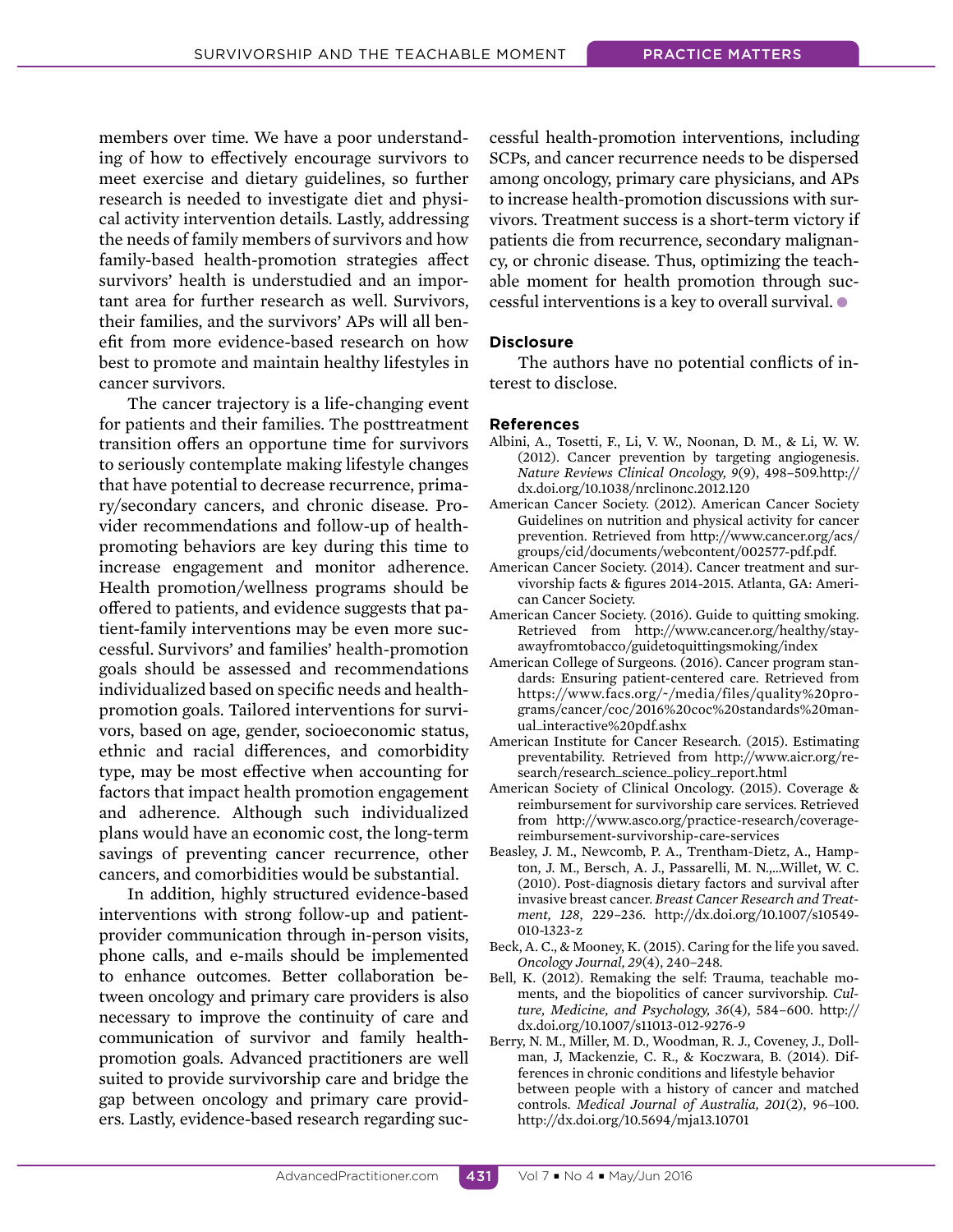members over time. We have a poor understanding of how to effectively encourage survivors to meet exercise and dietary guidelines, so further research is needed to investigate diet and physical activity intervention details. Lastly, addressing the needs of family members of survivors and how family-based health-promotion strategies affect survivors' health is understudied and an important area for further research as well. Survivors, their families, and the survivors' APs will all benefit from more evidence-based research on how best to promote and maintain healthy lifestyles in cancer survivors.

The cancer trajectory is a life-changing event for patients and their families. The posttreatment transition offers an opportune time for survivors to seriously contemplate making lifestyle changes that have potential to decrease recurrence, primary/secondary cancers, and chronic disease. Provider recommendations and follow-up of health-promoting behaviors are key during this time to increase engagement and monitor adherence. Health promotion/wellness programs should be offered to patients, and evidence suggests that patient-family interventions may be even more successful. Survivors' and families' health-promotion goals should be assessed and recommendations individualized based on specific needs and health-promotion goals. Tailored interventions for survivors, based on age, gender, socioeconomic status, ethnic and racial differences, and comorbidity type, may be most effective when accounting for factors that impact health promotion engagement and adherence. Although such individualized plans would have an economic cost, the long-term savings of preventing cancer recurrence, other cancers, and comorbidities would be substantial.

In addition, highly structured evidence-based interventions with strong follow-up and patient-provider communication through in-person visits, phone calls, and e-mails should be implemented to enhance outcomes. Better collaboration between oncology and primary care providers is also necessary to improve the continuity of care and communication of survivor and family health-promotion goals. Advanced practitioners are well suited to provide survivorship care and bridge the gap between oncology and primary care providers. Lastly, evidence-based research regarding successful health-promotion interventions, including SCPs, and cancer recurrence needs to be dispersed among oncology, primary care physicians, and APs to increase health-promotion discussions with survivors. Treatment success is a short-term victory if patients die from recurrence, secondary malignancy, or chronic disease. Thus, optimizing the teachable moment for health promotion through successful interventions is a key to overall survival.

### Disclosure

The authors have no potential conflicts of interest to disclose.

### References

Albini, A., Tosetti, F., Li, V. W., Noonan, D. M., & Li, W. W. (2012). Cancer prevention by targeting angiogenesis. *Nature Reviews Clinical Oncology, 9*(9), 498–509.http://dx.doi.org/10.1038/nrclinonc.2012.120

American Cancer Society. (2012). American Cancer Society Guidelines on nutrition and physical activity for cancer prevention. Retrieved from http://www.cancer.org/acs/groups/cid/documents/webcontent/002577-pdf.pdf.

American Cancer Society. (2014). Cancer treatment and survivorship facts & figures 2014-2015. Atlanta, GA: American Cancer Society.

American Cancer Society. (2016). Guide to quitting smoking. Retrieved from http://www.cancer.org/healthy/stayawayfromtobacco/guidetoquittingsmoking/index

American College of Surgeons. (2016). Cancer program standards: Ensuring patient-centered care. Retrieved from https://www.facs.org/~/media/files/quality%20programs/cancer/coc/2016%20coc%20standards%20manual_interactive%20pdf.ashx

American Institute for Cancer Research. (2015). Estimating preventability. Retrieved from http://www.aicr.org/research/research_science_policy_report.html

American Society of Clinical Oncology. (2015). Coverage & reimbursement for survivorship care services. Retrieved from http://www.asco.org/practice-research/coverage-reimbursement-survivorship-care-services

Beasley, J. M., Newcomb, P. A., Trentham-Dietz, A., Hampton, J. M., Bersch, A. J., Passarelli, M. N.,...Willet, W. C. (2010). Post-diagnosis dietary factors and survival after invasive breast cancer. *Breast Cancer Research and Treatment, 128,* 229–236. http://dx.doi.org/10.1007/s10549-010-1323-z

Beck, A. C., & Mooney, K. (2015). Caring for the life you saved. *Oncology Journal, 29*(4), 240–248.

Bell, K. (2012). Remaking the self: Trauma, teachable moments, and the biopolitics of cancer survivorship. *Culture, Medicine, and Psychology, 36*(4), 584–600. http://dx.doi.org/10.1007/s11013-012-9276-9

Berry, N. M., Miller, M. D., Woodman, R. J., Coveney, J., Dollman, J, Mackenzie, C. R., & Koczwara, B. (2014). Differences in chronic conditions and lifestyle behavior between people with a history of cancer and matched controls. *Medical Journal of Australia, 201*(2), 96–100. http://dx.doi.org/10.5694/mja13.10701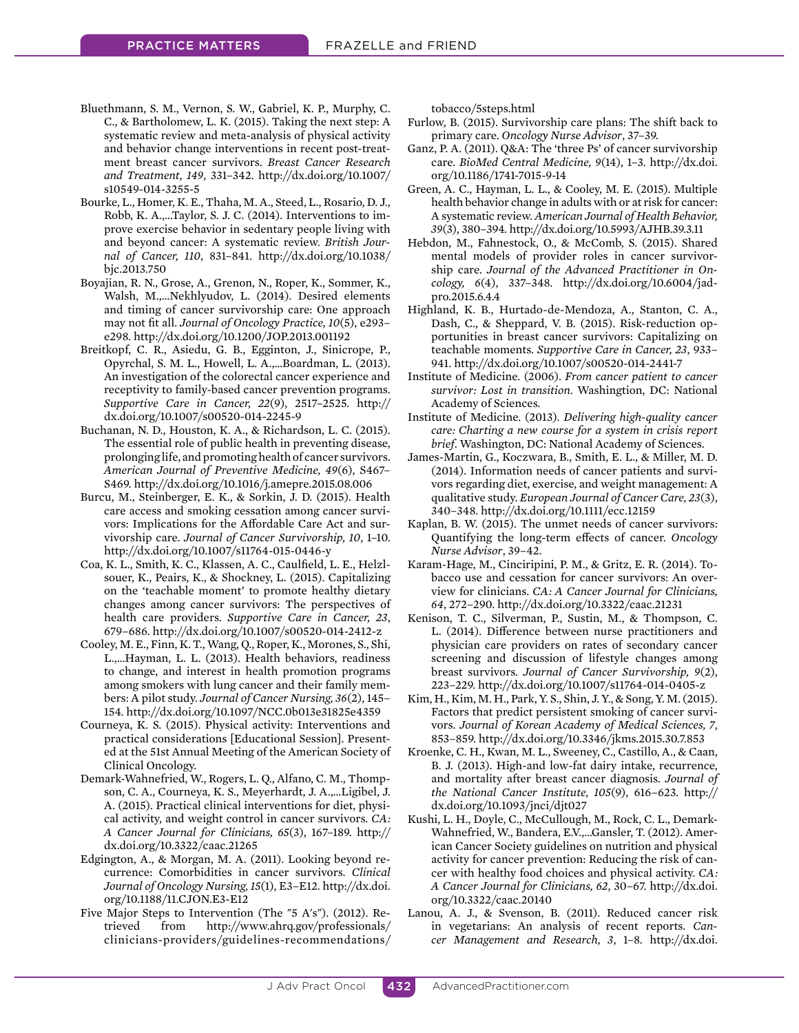Bluethmann, S. M., Vernon, S. W., Gabriel, K. P., Murphy, C. C., & Bartholomew, L. K. (2015). Taking the next step: A systematic review and meta-analysis of physical activity and behavior change interventions in recent post-treatment breast cancer survivors. *Breast Cancer Research and Treatment, 149*, 331–342. http://dx.doi.org/10.1007/s10549-014-3255-5

Bourke, L., Homer, K. E., Thaha, M. A., Steed, L., Rosario, D. J., Robb, K. A.,...Taylor, S. J. C. (2014). Interventions to improve exercise behavior in sedentary people living with and beyond cancer: A systematic review. *British Journal of Cancer, 110*, 831–841. http://dx.doi.org/10.1038/bjc.2013.750

Boyajian, R. N., Grose, A., Grenon, N., Roper, K., Sommer, K., Walsh, M.,...Nekhlyudov, L. (2014). Desired elements and timing of cancer survivorship care: One approach may not fit all. *Journal of Oncology Practice, 10*(5), e293–e298. http://dx.doi.org/10.1200/JOP.2013.001192

Breitkopf, C. R., Asiedu, G. B., Egginton, J., Sinicrope, P., Opyrchal, S. M. L., Howell, L. A.,...Boardman, L. (2013). An investigation of the colorectal cancer experience and receptivity to family-based cancer prevention programs. *Supportive Care in Cancer, 22*(9), 2517–2525. http://dx.doi.org/10.1007/s00520-014-2245-9

Buchanan, N. D., Houston, K. A., & Richardson, L. C. (2015). The essential role of public health in preventing disease, prolonging life, and promoting health of cancer survivors. *American Journal of Preventive Medicine, 49*(6), S467–S469. http://dx.doi.org/10.1016/j.amepre.2015.08.006

Burcu, M., Steinberger, E. K., & Sorkin, J. D. (2015). Health care access and smoking cessation among cancer survivors: Implications for the Affordable Care Act and survivorship care. *Journal of Cancer Survivorship, 10*, 1–10. http://dx.doi.org/10.1007/s11764-015-0446-y

Coa, K. L., Smith, K. C., Klassen, A. C., Caulfield, L. E., Helzlsouer, K., Peairs, K., & Shockney, L. (2015). Capitalizing on the 'teachable moment' to promote healthy dietary changes among cancer survivors: The perspectives of health care providers. *Supportive Care in Cancer, 23*, 679–686. http://dx.doi.org/10.1007/s00520-014-2412-z

Cooley, M. E., Finn, K. T., Wang, Q., Roper, K., Morones, S., Shi, L.,...Hayman, L. L. (2013). Health behaviors, readiness to change, and interest in health promotion programs among smokers with lung cancer and their family members: A pilot study. *Journal of Cancer Nursing, 36*(2), 145–154. http://dx.doi.org/10.1097/NCC.0b013e31825e4359

Courneya, K. S. (2015). Physical activity: Interventions and practical considerations [Educational Session]. Presented at the 51st Annual Meeting of the American Society of Clinical Oncology.

Demark-Wahnefried, W., Rogers, L. Q., Alfano, C. M., Thompson, C. A., Courneya, K. S., Meyerhardt, J. A.,...Ligibel, J. A. (2015). Practical clinical interventions for diet, physical activity, and weight control in cancer survivors. *CA: A Cancer Journal for Clinicians, 65*(3), 167–189. http://dx.doi.org/10.3322/caac.21265

Edgington, A., & Morgan, M. A. (2011). Looking beyond recurrence: Comorbidities in cancer survivors. *Clinical Journal of Oncology Nursing, 15*(1), E3–E12. http://dx.doi.org/10.1188/11.CJON.E3-E12

Five Major Steps to Intervention (The "5 A's"). (2012). Retrieved from http://www.ahrq.gov/professionals/clinicians-providers/guidelines-recommendations/tobacco/5steps.html

Furlow, B. (2015). Survivorship care plans: The shift back to primary care. *Oncology Nurse Advisor*, 37–39.

Ganz, P. A. (2011). Q&A: The 'three Ps' of cancer survivorship care. *BioMed Central Medicine, 9*(14), 1–3. http://dx.doi.org/10.1186/1741-7015-9-14

Green, A. C., Hayman, L. L., & Cooley, M. E. (2015). Multiple health behavior change in adults with or at risk for cancer: A systematic review. *American Journal of Health Behavior, 39*(3), 380–394. http://dx.doi.org/10.5993/AJHB.39.3.11

Hebdon, M., Fahnestock, O., & McComb, S. (2015). Shared mental models of provider roles in cancer survivorship care. *Journal of the Advanced Practitioner in Oncology, 6*(4), 337–348. http://dx.doi.org/10.6004/jadpro.2015.6.4.4

Highland, K. B., Hurtado-de-Mendoza, A., Stanton, C. A., Dash, C., & Sheppard, V. B. (2015). Risk-reduction opportunities in breast cancer survivors: Capitalizing on teachable moments. *Supportive Care in Cancer, 23*, 933–941. http://dx.doi.org/10.1007/s00520-014-2441-7

Institute of Medicine. (2006). *From cancer patient to cancer survivor: Lost in transition*. Washingtion, DC: National Academy of Sciences.

Institute of Medicine. (2013). *Delivering high-quality cancer care: Charting a new course for a system in crisis report brief*. Washington, DC: National Academy of Sciences.

James-Martin, G., Koczwara, B., Smith, E. L., & Miller, M. D. (2014). Information needs of cancer patients and survivors regarding diet, exercise, and weight management: A qualitative study. *European Journal of Cancer Care, 23*(3), 340–348. http://dx.doi.org/10.1111/ecc.12159

Kaplan, B. W. (2015). The unmet needs of cancer survivors: Quantifying the long-term effects of cancer. *Oncology Nurse Advisor*, 39–42.

Karam-Hage, M., Cinciripini, P. M., & Gritz, E. R. (2014). Tobacco use and cessation for cancer survivors: An overview for clinicians. *CA: A Cancer Journal for Clinicians, 64*, 272–290. http://dx.doi.org/10.3322/caac.21231

Kenison, T. C., Silverman, P., Sustin, M., & Thompson, C. L. (2014). Difference between nurse practitioners and physician care providers on rates of secondary cancer screening and discussion of lifestyle changes among breast survivors. *Journal of Cancer Survivorship, 9*(2), 223–229. http://dx.doi.org/10.1007/s11764-014-0405-z

Kim, H., Kim, M. H., Park, Y. S., Shin, J. Y., & Song, Y. M. (2015). Factors that predict persistent smoking of cancer survivors. *Journal of Korean Academy of Medical Sciences, 7*, 853–859. http://dx.doi.org/10.3346/jkms.2015.30.7.853

Kroenke, C. H., Kwan, M. L., Sweeney, C., Castillo, A., & Caan, B. J. (2013). High-and low-fat dairy intake, recurrence, and mortality after breast cancer diagnosis. *Journal of the National Cancer Institute, 105*(9), 616–623. http://dx.doi.org/10.1093/jnci/djt027

Kushi, L. H., Doyle, C., McCullough, M., Rock, C. L., Demark-Wahnefried, W., Bandera, E.V.,...Gansler, T. (2012). American Cancer Society guidelines on nutrition and physical activity for cancer prevention: Reducing the risk of cancer with healthy food choices and physical activity. *CA: A Cancer Journal for Clinicians, 62*, 30–67. http://dx.doi.org/10.3322/caac.20140

Lanou, A. J., & Svenson, B. (2011). Reduced cancer risk in vegetarians: An analysis of recent reports. *Cancer Management and Research, 3*, 1–8. http://dx.doi.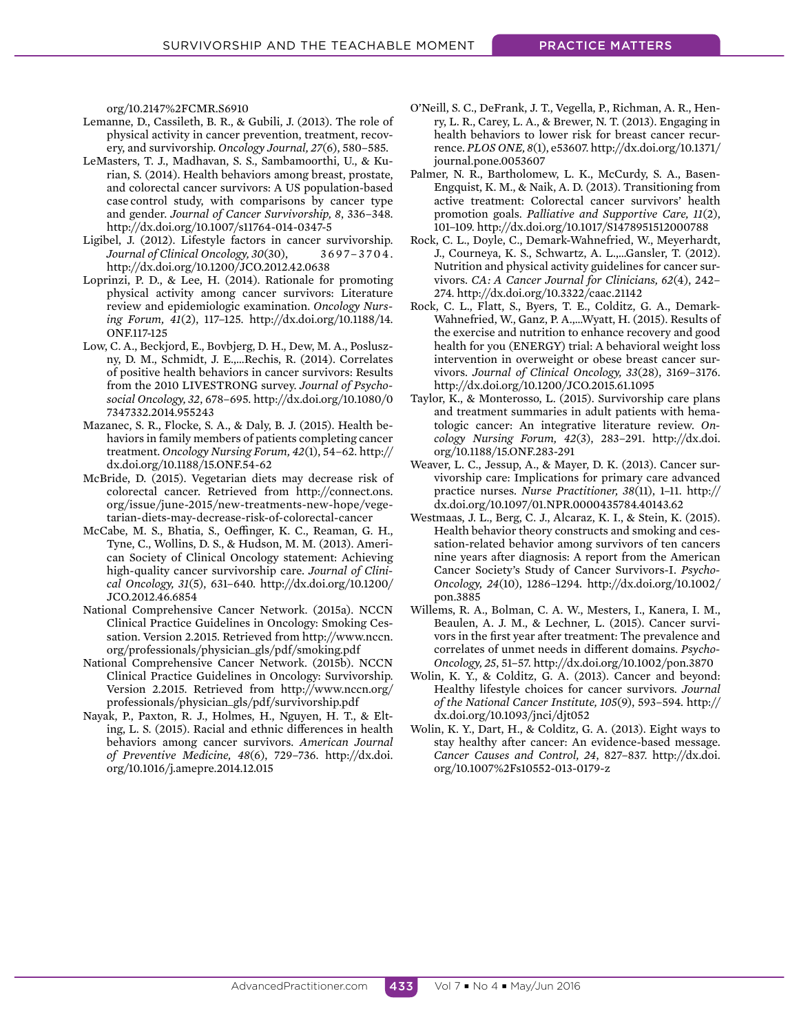org/10.2147%2FCMR.S6910

Lemanne, D., Cassileth, B. R., & Gubili, J. (2013). The role of physical activity in cancer prevention, treatment, recovery, and survivorship. *Oncology Journal, 27*(6), 580–585.

LeMasters, T. J., Madhavan, S. S., Sambamoorthi, U., & Kurian, S. (2014). Health behaviors among breast, prostate, and colorectal cancer survivors: A US population-based case control study, with comparisons by cancer type and gender. *Journal of Cancer Survivorship, 8*, 336–348. http://dx.doi.org/10.1007/s11764-014-0347-5

Ligibel, J. (2012). Lifestyle factors in cancer survivorship. *Journal of Clinical Oncology, 30*(30), 3697–3704. http://dx.doi.org/10.1200/JCO.2012.42.0638

Loprinzi, P. D., & Lee, H. (2014). Rationale for promoting physical activity among cancer survivors: Literature review and epidemiologic examination. *Oncology Nursing Forum, 41*(2), 117–125. http://dx.doi.org/10.1188/14.ONF.117-125

Low, C. A., Beckjord, E., Bovbjerg, D. H., Dew, M. A., Posluszny, D. M., Schmidt, J. E.,...Rechis, R. (2014). Correlates of positive health behaviors in cancer survivors: Results from the 2010 LIVESTRONG survey. *Journal of Psychosocial Oncology, 32*, 678–695. http://dx.doi.org/10.1080/07347332.2014.955243

Mazanec, S. R., Flocke, S. A., & Daly, B. J. (2015). Health behaviors in family members of patients completing cancer treatment. *Oncology Nursing Forum, 42*(1), 54–62. http://dx.doi.org/10.1188/15.ONF.54-62

McBride, D. (2015). Vegetarian diets may decrease risk of colorectal cancer. Retrieved from http://connect.ons.org/issue/june-2015/new-treatments-new-hope/vegetarian-diets-may-decrease-risk-of-colorectal-cancer

McCabe, M. S., Bhatia, S., Oeffinger, K. C., Reaman, G. H., Tyne, C., Wollins, D. S., & Hudson, M. M. (2013). American Society of Clinical Oncology statement: Achieving high-quality cancer survivorship care. *Journal of Clinical Oncology, 31*(5), 631–640. http://dx.doi.org/10.1200/JCO.2012.46.6854

National Comprehensive Cancer Network. (2015a). NCCN Clinical Practice Guidelines in Oncology: Smoking Cessation. Version 2.2015. Retrieved from http://www.nccn.org/professionals/physician_gls/pdf/smoking.pdf

National Comprehensive Cancer Network. (2015b). NCCN Clinical Practice Guidelines in Oncology: Survivorship. Version 2.2015. Retrieved from http://www.nccn.org/professionals/physician_gls/pdf/survivorship.pdf

Nayak, P., Paxton, R. J., Holmes, H., Nguyen, H. T., & Elting, L. S. (2015). Racial and ethnic differences in health behaviors among cancer survivors. *American Journal of Preventive Medicine, 48*(6), 729–736. http://dx.doi.org/10.1016/j.amepre.2014.12.015

O'Neill, S. C., DeFrank, J. T., Vegella, P., Richman, A. R., Henry, L. R., Carey, L. A., & Brewer, N. T. (2013). Engaging in health behaviors to lower risk for breast cancer recurrence. *PLOS ONE, 8*(1), e53607. http://dx.doi.org/10.1371/journal.pone.0053607

Palmer, N. R., Bartholomew, L. K., McCurdy, S. A., Basen-Engquist, K. M., & Naik, A. D. (2013). Transitioning from active treatment: Colorectal cancer survivors' health promotion goals. *Palliative and Supportive Care, 11*(2), 101–109. http://dx.doi.org/10.1017/S1478951512000788

Rock, C. L., Doyle, C., Demark-Wahnefried, W., Meyerhardt, J., Courneya, K. S., Schwartz, A. L.,...Gansler, T. (2012). Nutrition and physical activity guidelines for cancer survivors. *CA: A Cancer Journal for Clinicians, 62*(4), 242–274. http://dx.doi.org/10.3322/caac.21142

Rock, C. L., Flatt, S., Byers, T. E., Colditz, G. A., Demark-Wahnefried, W., Ganz, P. A.,...Wyatt, H. (2015). Results of the exercise and nutrition to enhance recovery and good health for you (ENERGY) trial: A behavioral weight loss intervention in overweight or obese breast cancer survivors. *Journal of Clinical Oncology, 33*(28), 3169–3176. http://dx.doi.org/10.1200/JCO.2015.61.1095

Taylor, K., & Monterosso, L. (2015). Survivorship care plans and treatment summaries in adult patients with hematologic cancer: An integrative literature review. *Oncology Nursing Forum, 42*(3), 283–291. http://dx.doi.org/10.1188/15.ONF.283-291

Weaver, L. C., Jessup, A., & Mayer, D. K. (2013). Cancer survivorship care: Implications for primary care advanced practice nurses. *Nurse Practitioner, 38*(11), 1–11. http://dx.doi.org/10.1097/01.NPR.0000435784.40143.62

Westmaas, J. L., Berg, C. J., Alcaraz, K. I., & Stein, K. (2015). Health behavior theory constructs and smoking and cessation-related behavior among survivors of ten cancers nine years after diagnosis: A report from the American Cancer Society's Study of Cancer Survivors-I. *Psycho-Oncology, 24*(10), 1286–1294. http://dx.doi.org/10.1002/pon.3885

Willems, R. A., Bolman, C. A. W., Mesters, I., Kanera, I. M., Beaulen, A. J. M., & Lechner, L. (2015). Cancer survivors in the first year after treatment: The prevalence and correlates of unmet needs in different domains. *Psycho-Oncology, 25*, 51–57. http://dx.doi.org/10.1002/pon.3870

Wolin, K. Y., & Colditz, G. A. (2013). Cancer and beyond: Healthy lifestyle choices for cancer survivors. *Journal of the National Cancer Institute, 105*(9), 593–594. http://dx.doi.org/10.1093/jnci/djt052

Wolin, K. Y., Dart, H., & Colditz, G. A. (2013). Eight ways to stay healthy after cancer: An evidence-based message. *Cancer Causes and Control, 24*, 827–837. http://dx.doi.org/10.1007%2Fs10552-013-0179-z